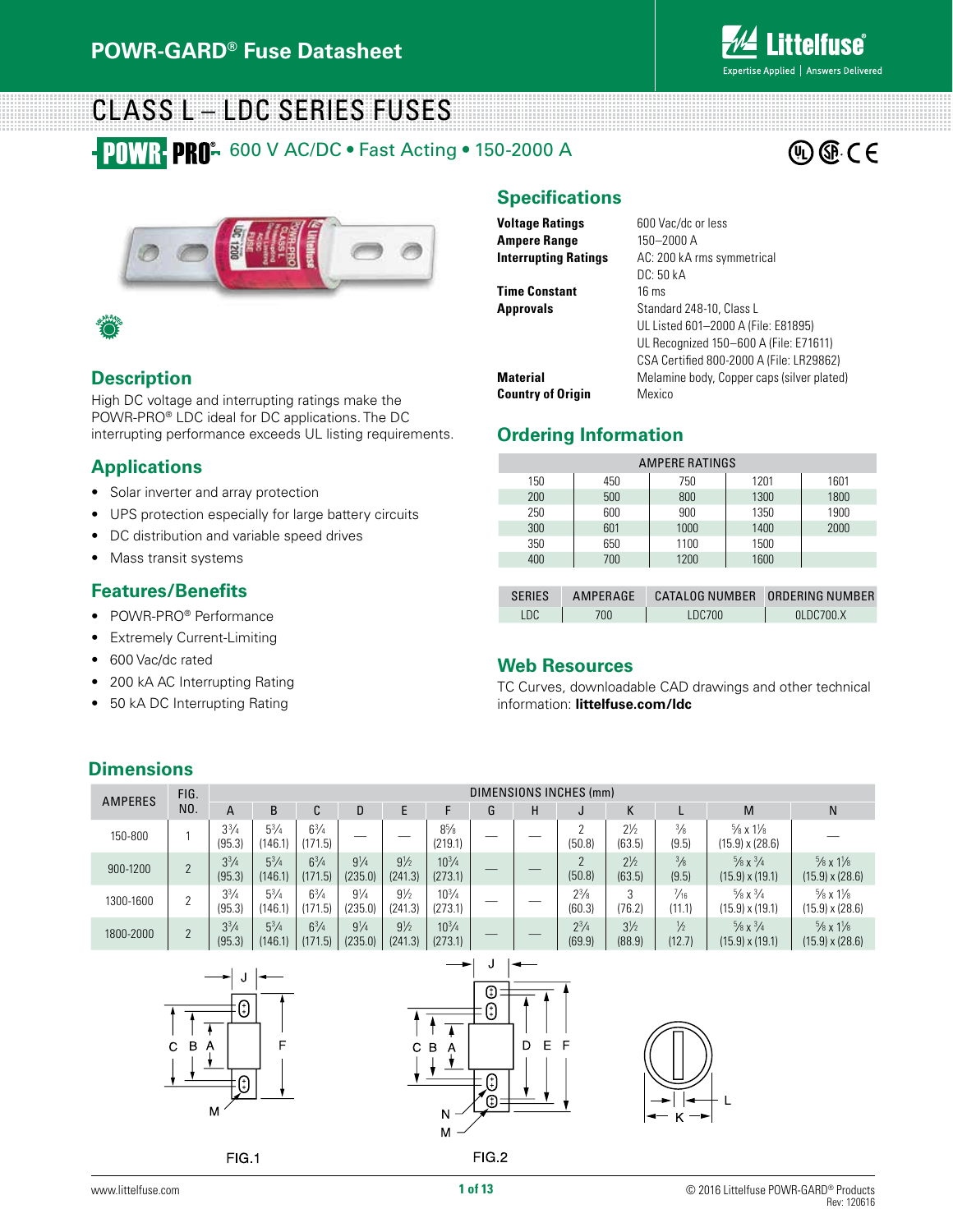POWR-GARD® Fuse Datasheet

# CLASS L – LDC SERIES FUSES

POWR-PRO® 600 V AC/DC • Fast Acting • 150-2000 A

## Description

High DC voltage and interrupting ratings make the POWR-PRO® LDC ideal for DC applications. The DC interrupting performance exceeds UL listing requirements.

## Applications

- Solar inverter and array protection
- UPS protection especially for large battery circuits
- DC distribution and variable speed drives
- Mass transit systems

## Features/Benefits

- POWR-PRO® Performance
- Extremely Current-Limiting
- 600 Vac/dc rated
- 200 kA AC Interrupting Rating
- 50 kA DC Interrupting Rating

## Specifications

| | |
|---|---|
| **Voltage Ratings** | 600 Vac/dc or less |
| **Ampere Range** | 150–2000 A |
| **Interrupting Ratings** | AC: 200 kA rms symmetrical<br>DC: 50 kA |
| **Time Constant** | 16 ms |
| **Approvals** | Standard 248-10, Class L<br>UL Listed 601–2000 A (File: E81895)<br>UL Recognized 150–600 A (File: E71611)<br>CSA Certified 800-2000 A (File: LR29862) |
| **Material** | Melamine body, Copper caps (silver plated) |
| **Country of Origin** | Mexico |

## Ordering Information

| AMPERE RATINGS | | | | |
|---|---|---|---|---|
| 150 | 450 | 750 | 1201 | 1601 |
| 200 | 500 | 800 | 1300 | 1800 |
| 250 | 600 | 900 | 1350 | 1900 |
| 300 | 601 | 1000 | 1400 | 2000 |
| 350 | 650 | 1100 | 1500 | |
| 400 | 700 | 1200 | 1600 | |

| SERIES | AMPERAGE | CATALOG NUMBER | ORDERING NUMBER |
|---|---|---|---|
| LDC | 700 | LDC700 | 0LDC700.X |

## Web Resources

TC Curves, downloadable CAD drawings and other technical information: **littelfuse.com/ldc**

## Dimensions

| AMPERES | FIG. NO. | DIMENSIONS INCHES (mm) | | | | | | | | | | | | | |
|---|---|---|---|---|---|---|---|---|---|---|---|---|---|---|---|
| | | A | B | C | D | E | F | G | H | J | K | L | M | N |
| 150-800 | 1 | 3¾ (95.3) | 5¾ (146.1) | 6¾ (171.5) | — | — | 8⅝ (219.1) | — | — | 2 (50.8) | 2½ (63.5) | ⅜ (9.5) | ⅝ x 1⅛ (15.9) x (28.6) | — |
| 900-1200 | 2 | 3¾ (95.3) | 5¾ (146.1) | 6¾ (171.5) | 9¼ (235.0) | 9½ (241.3) | 10¾ (273.1) | — | — | 2 (50.8) | 2½ (63.5) | ⅜ (9.5) | ⅝ x ¾ (15.9) x (19.1) | ⅝ x 1⅛ (15.9) x (28.6) |
| 1300-1600 | 2 | 3¾ (95.3) | 5¾ (146.1) | 6¾ (171.5) | 9¼ (235.0) | 9½ (241.3) | 10¾ (273.1) | — | — | 2⅜ (60.3) | 3 (76.2) | 7/16 (11.1) | ⅝ x ¾ (15.9) x (19.1) | ⅝ x 1⅛ (15.9) x (28.6) |
| 1800-2000 | 2 | 3¾ (95.3) | 5¾ (146.1) | 6¾ (171.5) | 9¼ (235.0) | 9½ (241.3) | 10¾ (273.1) | — | — | 2¾ (69.9) | 3½ (88.9) | ½ (12.7) | ⅝ x ¾ (15.9) x (19.1) | ⅝ x 1⅛ (15.9) x (28.6) |

FIG.1

FIG.2

© 2016 Littelfuse POWR-GARD® Products
Rev: 120616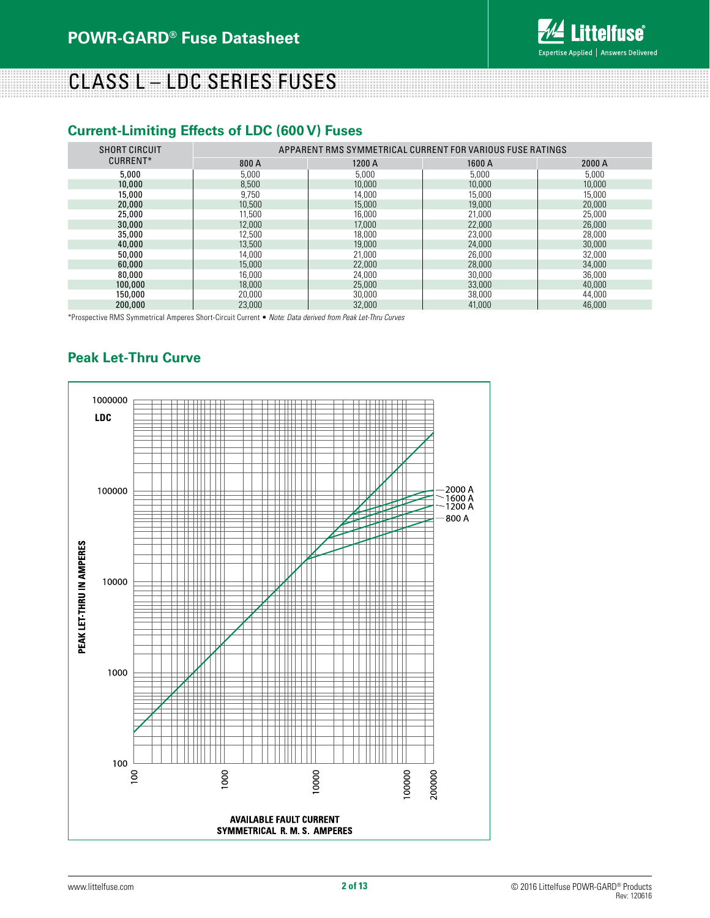# CLASS L – LDC SERIES FUSES

## Current-Limiting Effects of LDC (600 V) Fuses

| SHORT CIRCUIT CURRENT* | APPARENT RMS SYMMETRICAL CURRENT FOR VARIOUS FUSE RATINGS | | | |
|---|---|---|---|---|
| | 800 A | 1200 A | 1600 A | 2000 A |
| 5,000 | 5,000 | 5,000 | 5,000 | 5,000 |
| 10,000 | 8,500 | 10,000 | 10,000 | 10,000 |
| 15,000 | 9,750 | 14,000 | 15,000 | 15,000 |
| 20,000 | 10,500 | 15,000 | 19,000 | 20,000 |
| 25,000 | 11,500 | 16,000 | 21,000 | 25,000 |
| 30,000 | 12,000 | 17,000 | 22,000 | 26,000 |
| 35,000 | 12,500 | 18,000 | 23,000 | 28,000 |
| 40,000 | 13,500 | 19,000 | 24,000 | 30,000 |
| 50,000 | 14,000 | 21,000 | 26,000 | 32,000 |
| 60,000 | 15,000 | 22,000 | 28,000 | 34,000 |
| 80,000 | 16,000 | 24,000 | 30,000 | 36,000 |
| 100,000 | 18,000 | 25,000 | 33,000 | 40,000 |
| 150,000 | 20,000 | 30,000 | 38,000 | 44,000 |
| 200,000 | 23,000 | 32,000 | 41,000 | 46,000 |

*Prospective RMS Symmetrical Amperes Short-Circuit Current • *Note: Data derived from Peak Let-Thru Curves*

## Peak Let-Thru Curve

LDC

PEAK LET-THRU IN AMPERES (100 – 1000000)

Curves: 2000 A, 1600 A, 1200 A, 800 A

AVAILABLE FAULT CURRENT SYMMETRICAL R. M. S. AMPERES (100 – 200000)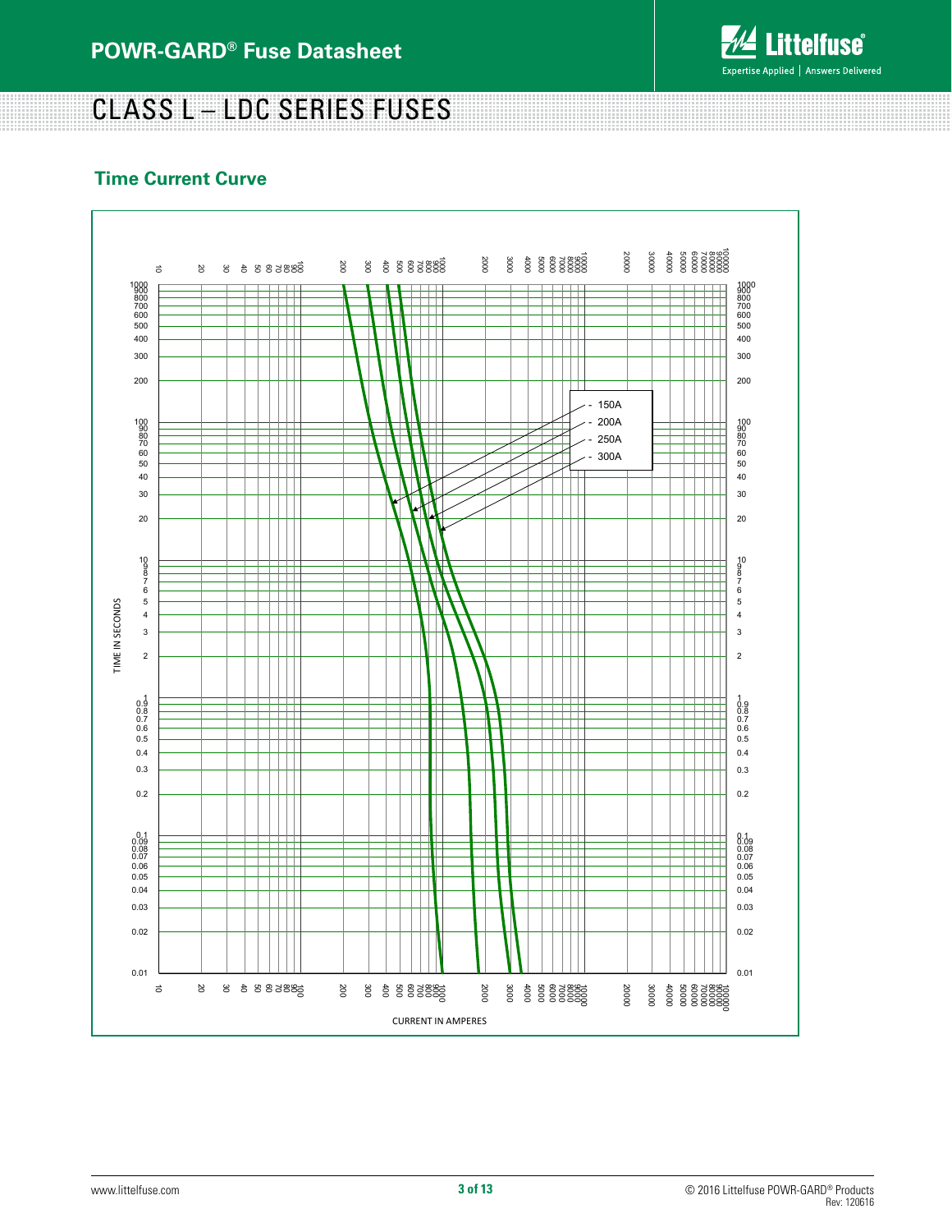# CLASS L – LDC SERIES FUSES

## Time Current Curve

- 150A
- 200A
- 250A
- 300A

TIME IN SECONDS

CURRENT IN AMPERES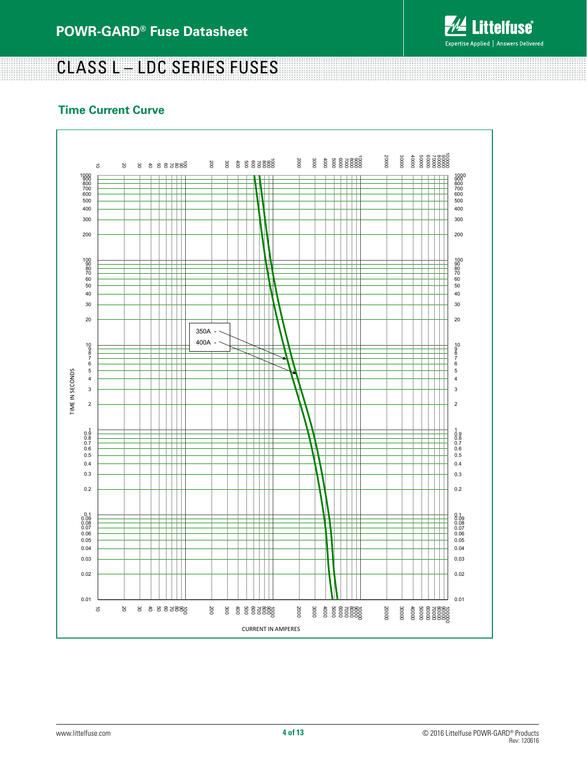# CLASS L – LDC SERIES FUSES

## Time Current Curve

350A -

400A -

TIME IN SECONDS

CURRENT IN AMPERES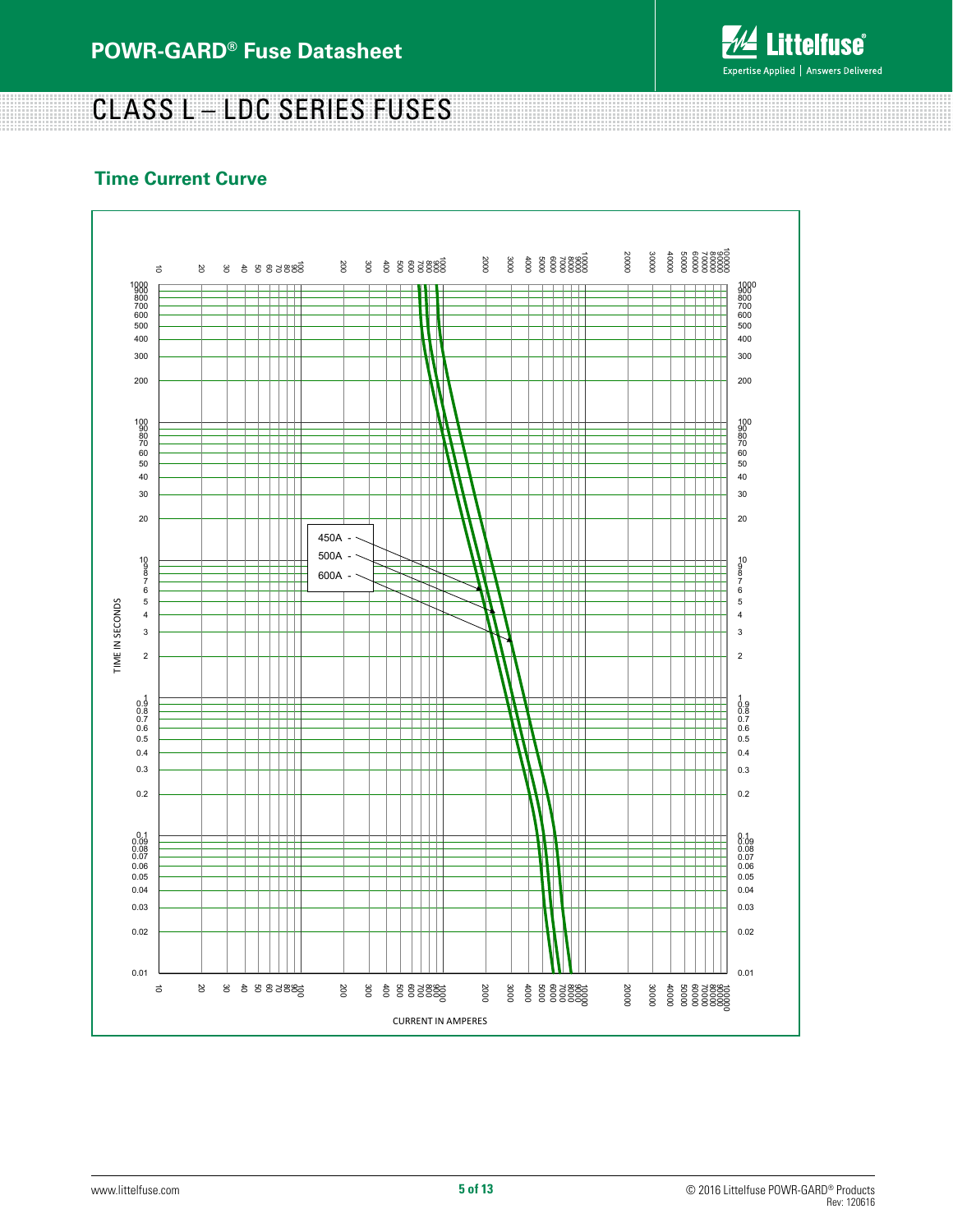# CLASS L – LDC SERIES FUSES

## Time Current Curve

450A -
500A -
600A -

TIME IN SECONDS

CURRENT IN AMPERES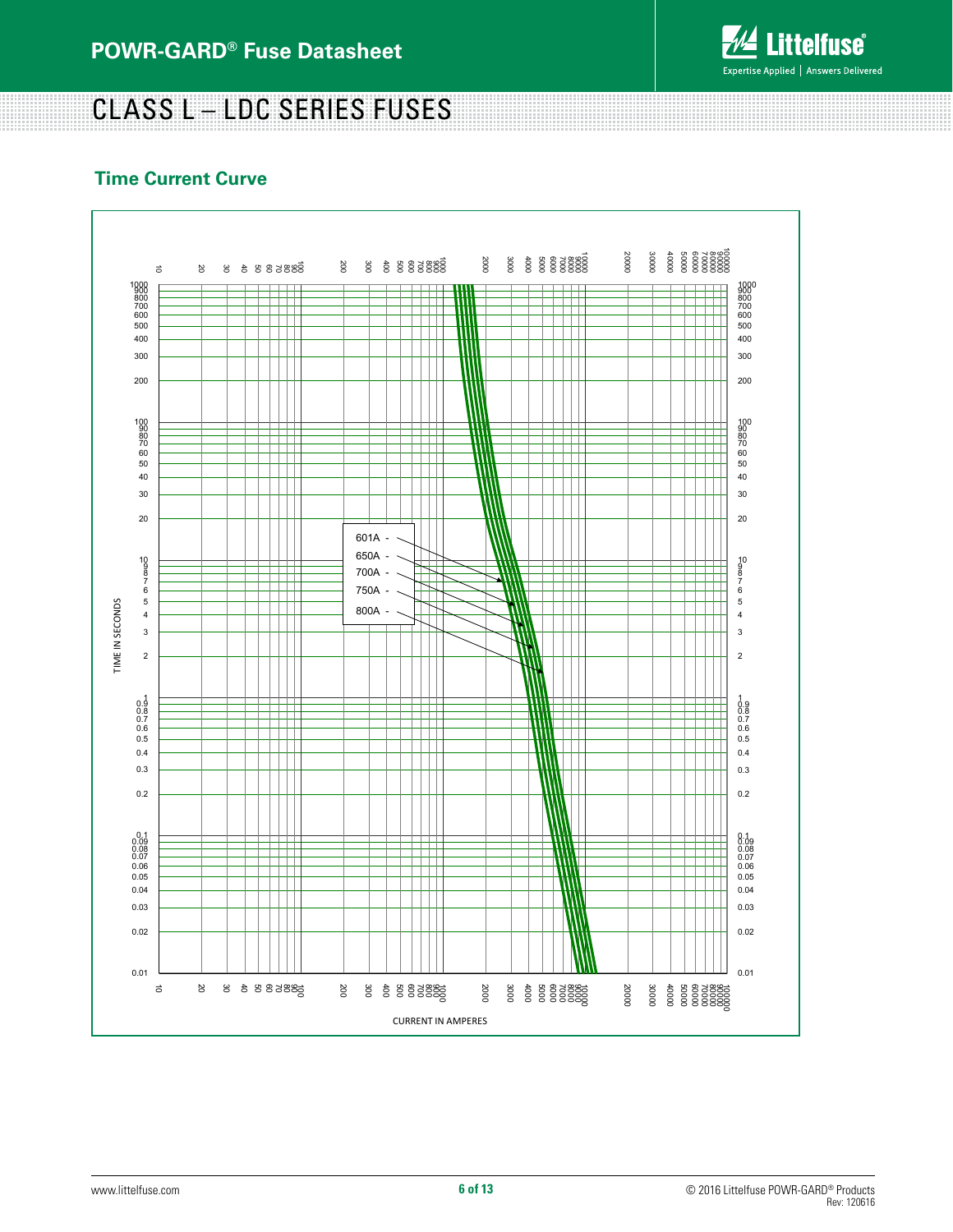# CLASS L – LDC SERIES FUSES

## Time Current Curve

601A -
650A -
700A -
750A -
800A -

TIME IN SECONDS

CURRENT IN AMPERES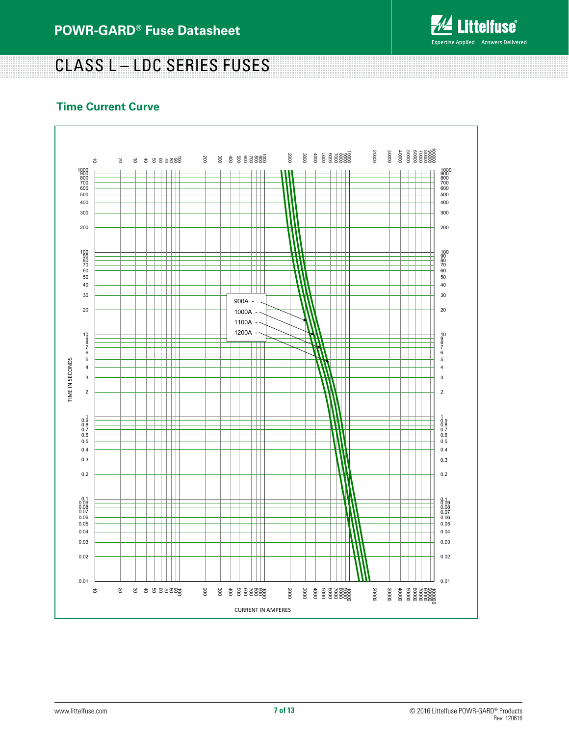# CLASS L – LDC SERIES FUSES

## Time Current Curve

900A -
1000A -
1100A -
1200A -

TIME IN SECONDS

CURRENT IN AMPERES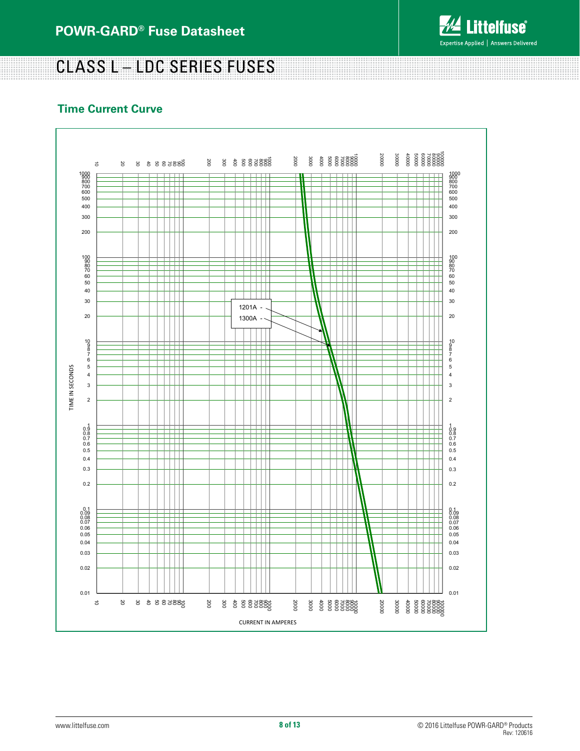# CLASS L – LDC SERIES FUSES

## Time Current Curve

TIME IN SECONDS

CURRENT IN AMPERES

1201A -

1300A -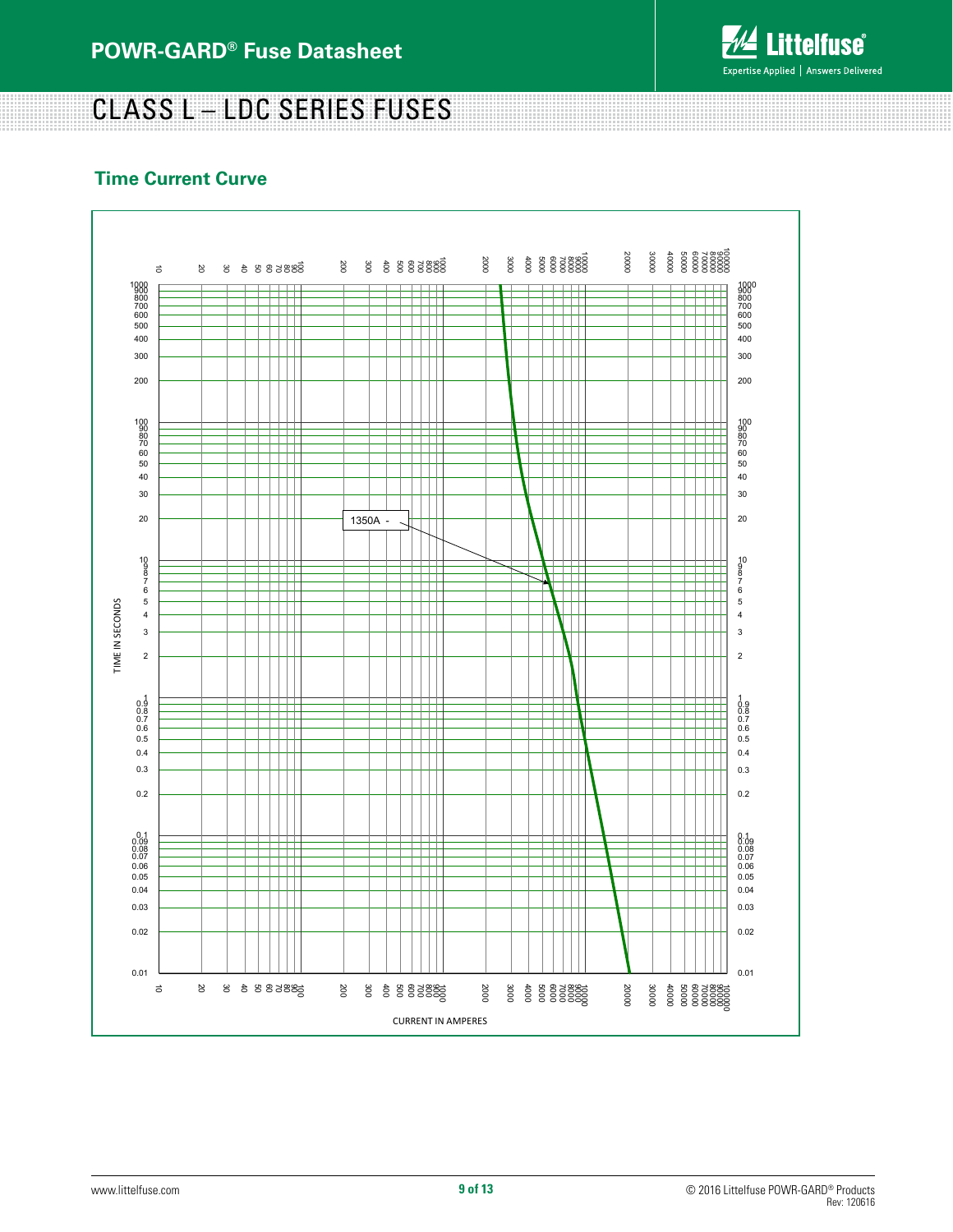# CLASS L – LDC SERIES FUSES

## Time Current Curve

1350A

TIME IN SECONDS

CURRENT IN AMPERES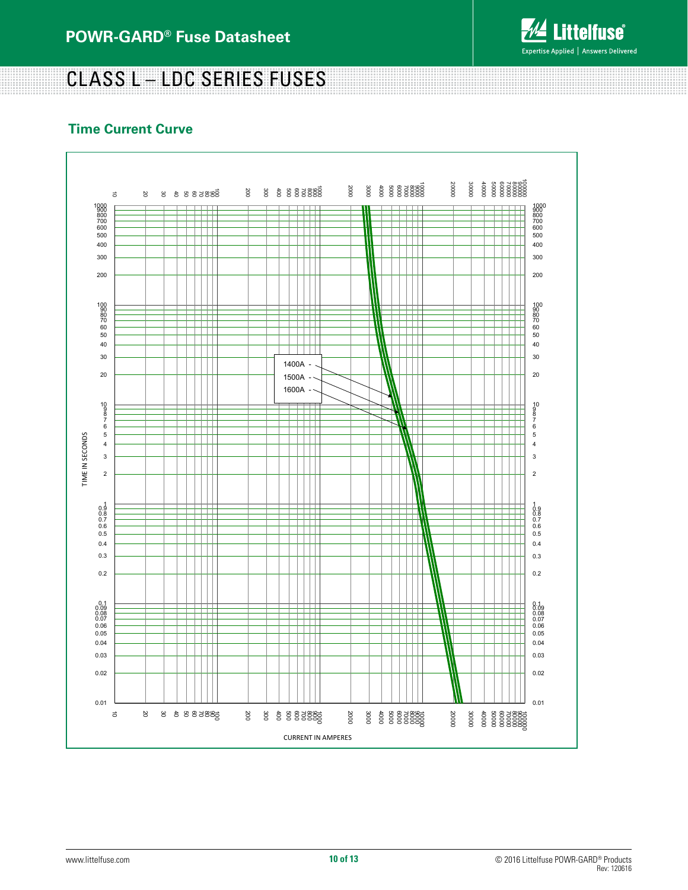# CLASS L – LDC SERIES FUSES

## Time Current Curve

1400A

1500A

1600A

TIME IN SECONDS

CURRENT IN AMPERES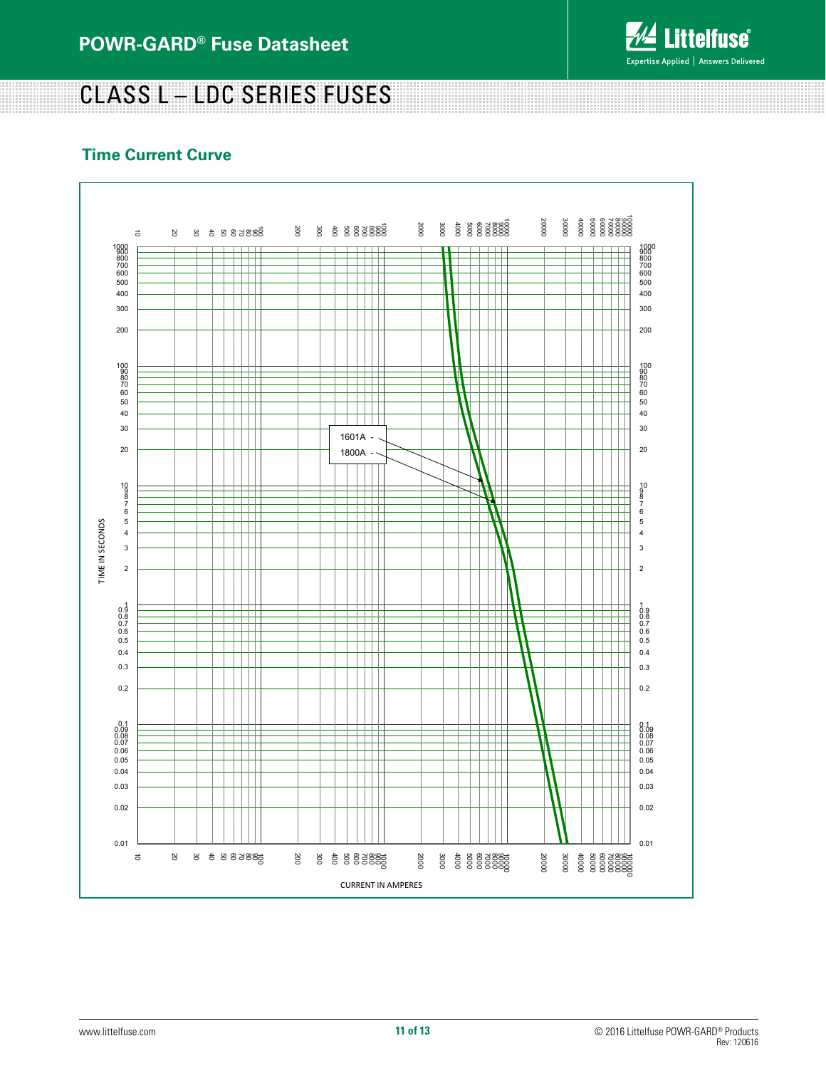# CLASS L – LDC SERIES FUSES

## Time Current Curve

1601A -

1800A -

TIME IN SECONDS

CURRENT IN AMPERES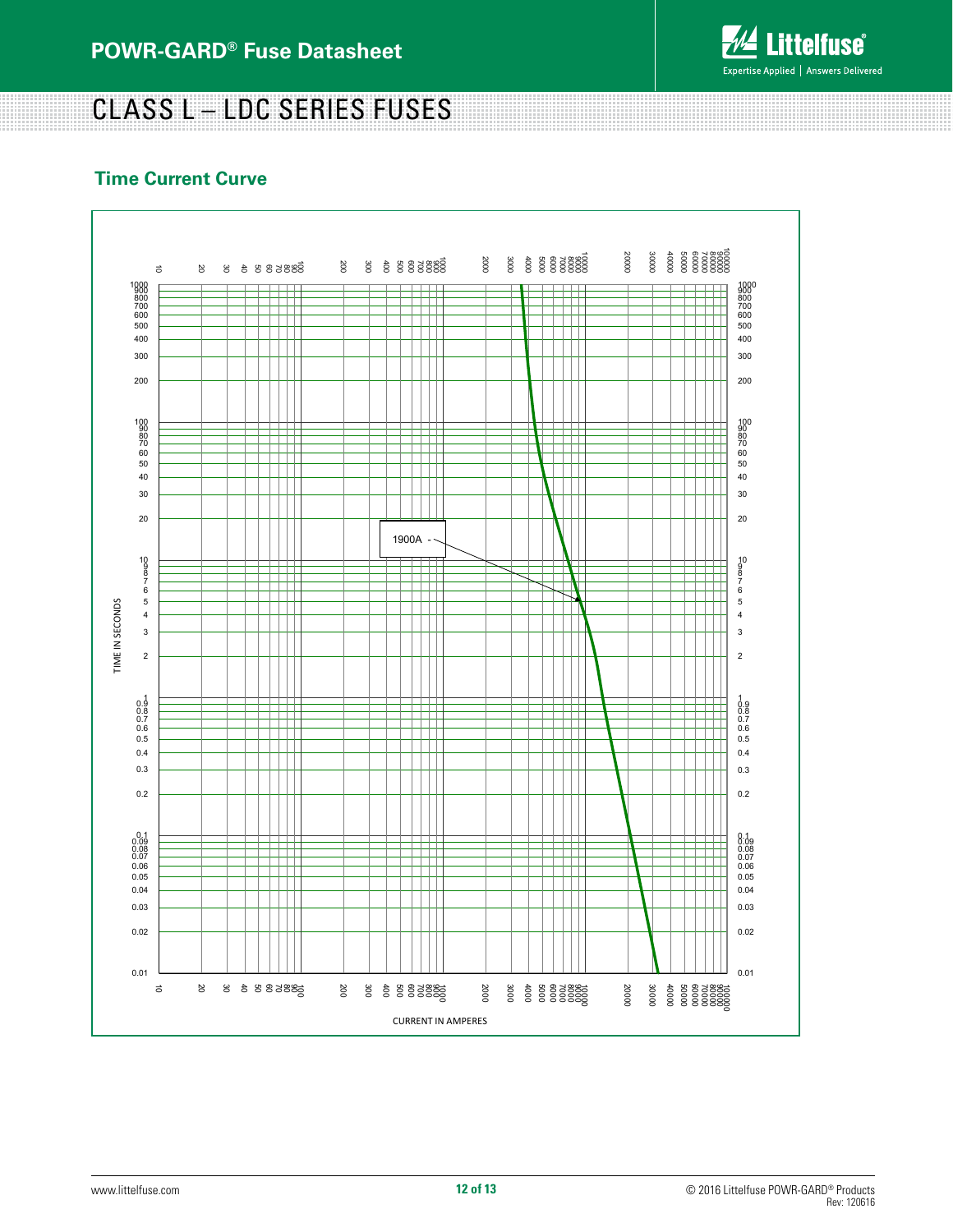# CLASS L – LDC SERIES FUSES

## Time Current Curve

1900A

TIME IN SECONDS

CURRENT IN AMPERES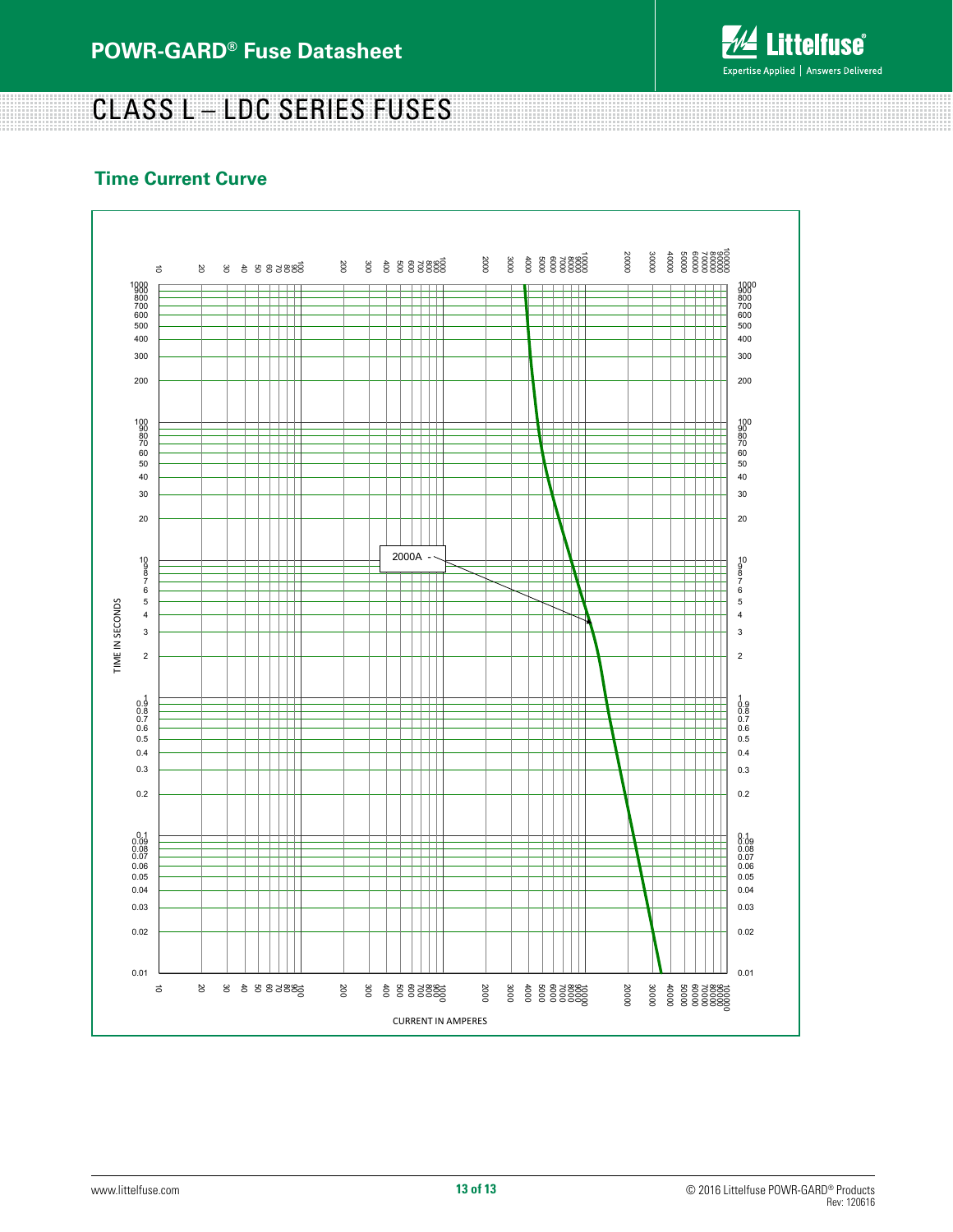# CLASS L – LDC SERIES FUSES

## Time Current Curve

2000A

TIME IN SECONDS

1000
900
800
700
600
500
400
300
200
100
90
80
70
60
50
40
30
20
10
9
8
7
6
5
4
3
2
1
0.9
0.8
0.7
0.6
0.5
0.4
0.3
0.2
0.1
0.09
0.08
0.07
0.06
0.05
0.04
0.03
0.02
0.01

CURRENT IN AMPERES

10 20 30 40 50 60 70 80 90 100 200 300 400 500 600 700 800 900 1000 2000 3000 4000 5000 6000 7000 8000 9000 10000 20000 30000 40000 50000 60000 70000 80000 90000 100000